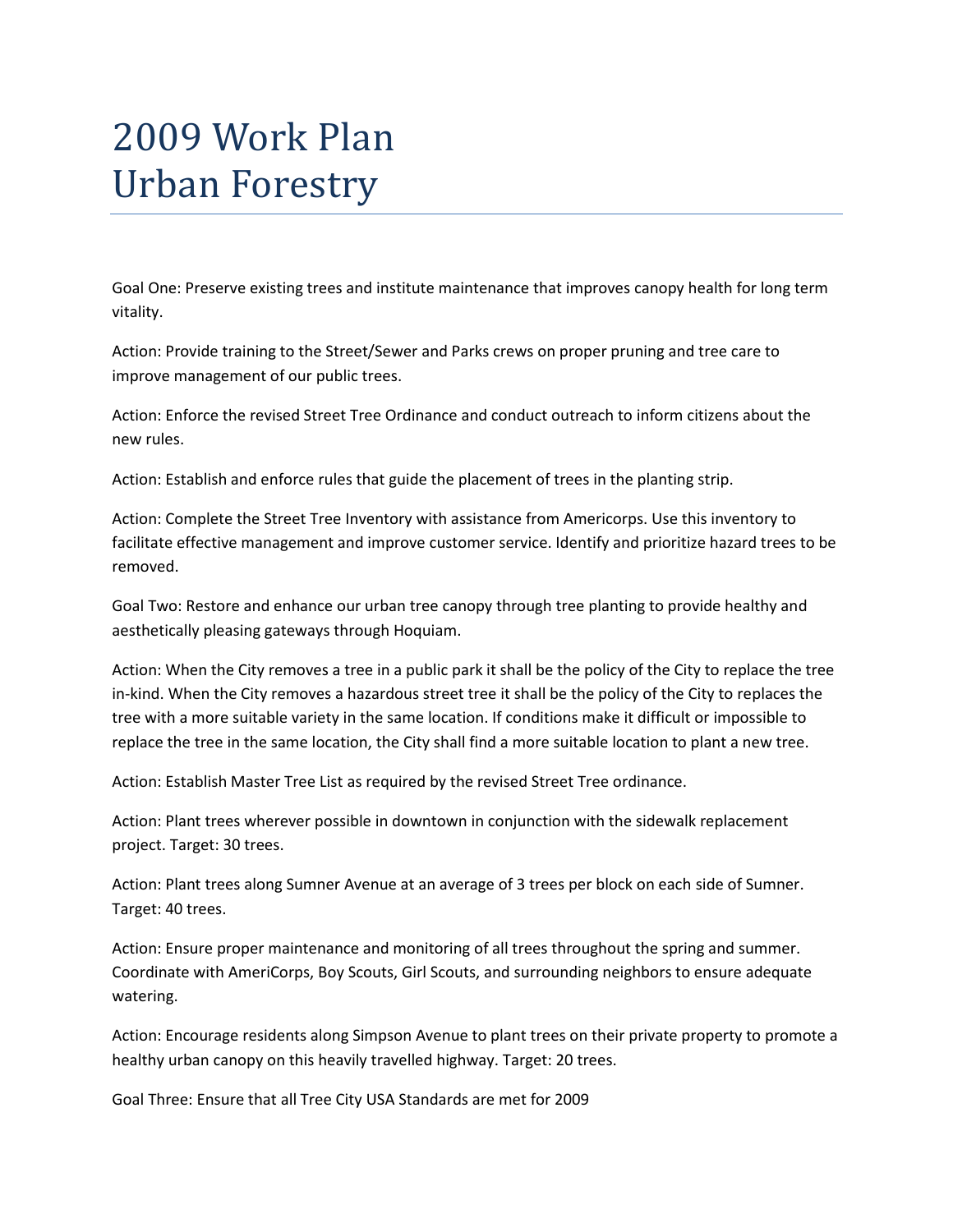# 2009 Work Plan
# Urban Forestry

Goal One: Preserve existing trees and institute maintenance that improves canopy health for long term vitality.

Action: Provide training to the Street/Sewer and Parks crews on proper pruning and tree care to improve management of our public trees.

Action: Enforce the revised Street Tree Ordinance and conduct outreach to inform citizens about the new rules.

Action: Establish and enforce rules that guide the placement of trees in the planting strip.

Action: Complete the Street Tree Inventory with assistance from Americorps. Use this inventory to facilitate effective management and improve customer service. Identify and prioritize hazard trees to be removed.

Goal Two: Restore and enhance our urban tree canopy through tree planting to provide healthy and aesthetically pleasing gateways through Hoquiam.

Action: When the City removes a tree in a public park it shall be the policy of the City to replace the tree in-kind. When the City removes a hazardous street tree it shall be the policy of the City to replaces the tree with a more suitable variety in the same location. If conditions make it difficult or impossible to replace the tree in the same location, the City shall find a more suitable location to plant a new tree.

Action: Establish Master Tree List as required by the revised Street Tree ordinance.

Action: Plant trees wherever possible in downtown in conjunction with the sidewalk replacement project. Target: 30 trees.

Action: Plant trees along Sumner Avenue at an average of 3 trees per block on each side of Sumner. Target: 40 trees.

Action: Ensure proper maintenance and monitoring of all trees throughout the spring and summer. Coordinate with AmeriCorps, Boy Scouts, Girl Scouts, and surrounding neighbors to ensure adequate watering.

Action: Encourage residents along Simpson Avenue to plant trees on their private property to promote a healthy urban canopy on this heavily travelled highway. Target: 20 trees.

Goal Three: Ensure that all Tree City USA Standards are met for 2009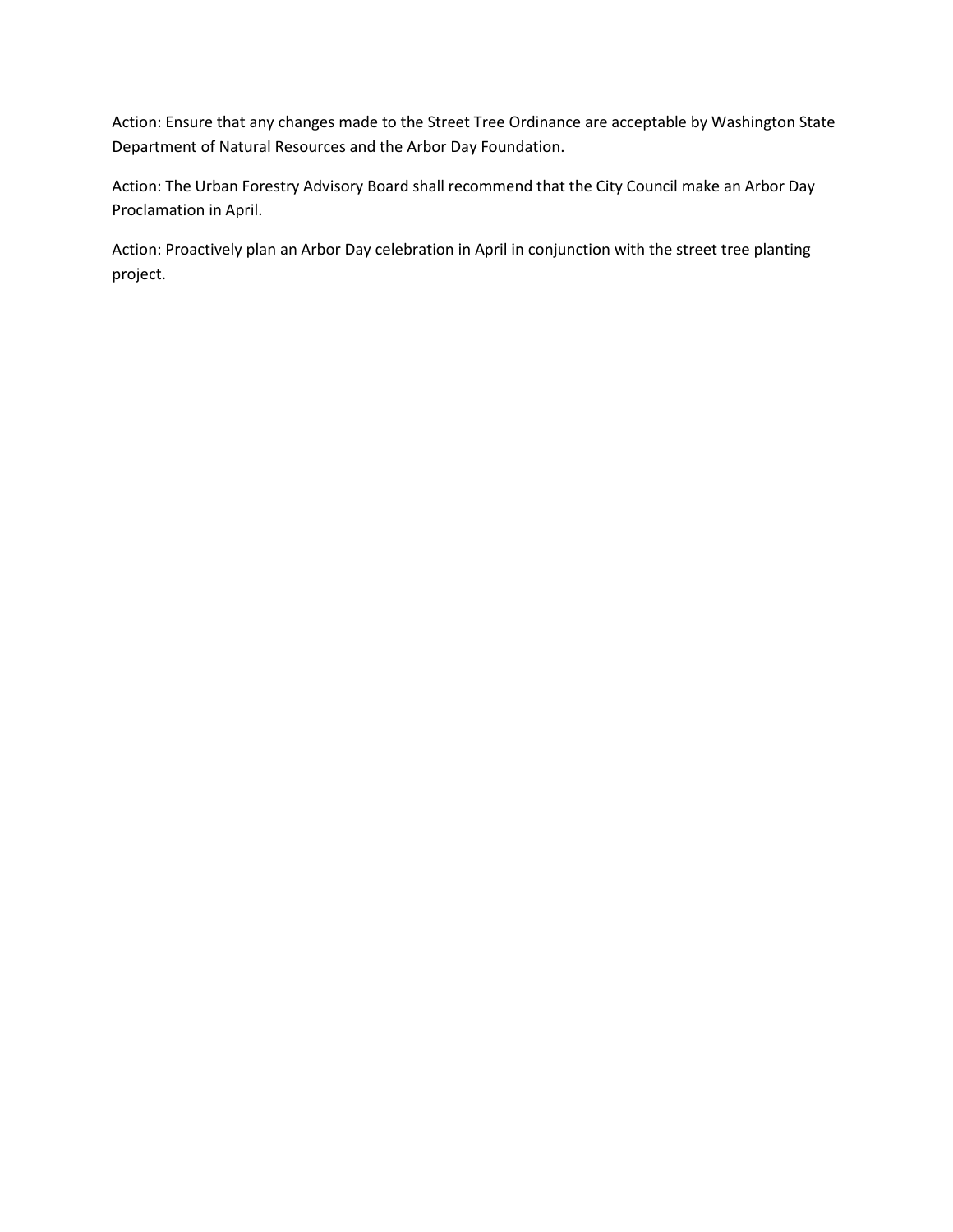Action: Ensure that any changes made to the Street Tree Ordinance are acceptable by Washington State Department of Natural Resources and the Arbor Day Foundation.

Action: The Urban Forestry Advisory Board shall recommend that the City Council make an Arbor Day Proclamation in April.

Action: Proactively plan an Arbor Day celebration in April in conjunction with the street tree planting project.